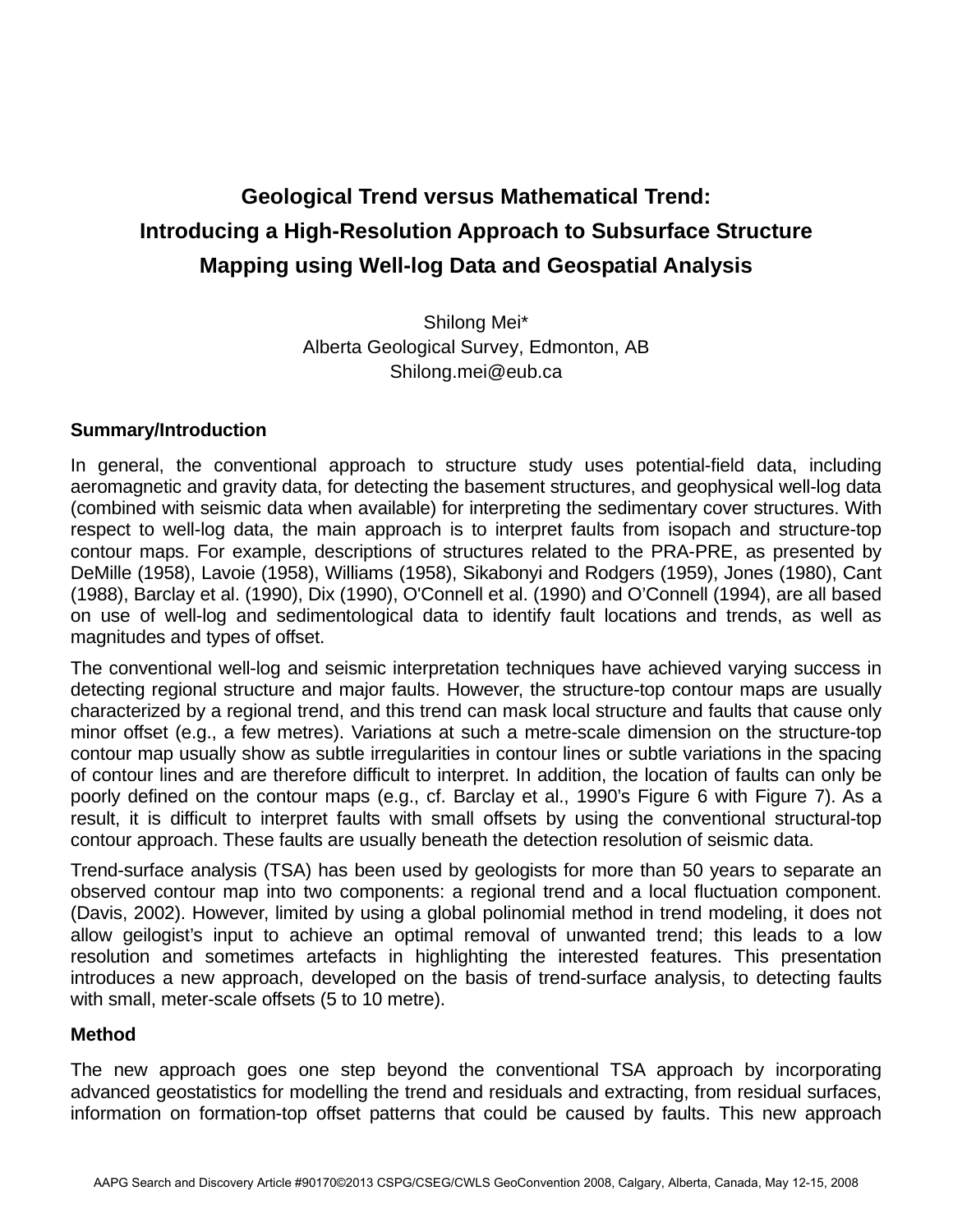# Geological Trend versus Mathematical Trend: Introducing a High-Resolution Approach to Subsurface Structure Mapping using Well-log Data and Geospatial Analysis

Shilong Mei*
Alberta Geological Survey, Edmonton, AB
Shilong.mei@eub.ca

## Summary/Introduction

In general, the conventional approach to structure study uses potential-field data, including aeromagnetic and gravity data, for detecting the basement structures, and geophysical well-log data (combined with seismic data when available) for interpreting the sedimentary cover structures. With respect to well-log data, the main approach is to interpret faults from isopach and structure-top contour maps. For example, descriptions of structures related to the PRA-PRE, as presented by DeMille (1958), Lavoie (1958), Williams (1958), Sikabonyi and Rodgers (1959), Jones (1980), Cant (1988), Barclay et al. (1990), Dix (1990), O'Connell et al. (1990) and O'Connell (1994), are all based on use of well-log and sedimentological data to identify fault locations and trends, as well as magnitudes and types of offset.

The conventional well-log and seismic interpretation techniques have achieved varying success in detecting regional structure and major faults. However, the structure-top contour maps are usually characterized by a regional trend, and this trend can mask local structure and faults that cause only minor offset (e.g., a few metres). Variations at such a metre-scale dimension on the structure-top contour map usually show as subtle irregularities in contour lines or subtle variations in the spacing of contour lines and are therefore difficult to interpret. In addition, the location of faults can only be poorly defined on the contour maps (e.g., cf. Barclay et al., 1990's Figure 6 with Figure 7). As a result, it is difficult to interpret faults with small offsets by using the conventional structural-top contour approach. These faults are usually beneath the detection resolution of seismic data.

Trend-surface analysis (TSA) has been used by geologists for more than 50 years to separate an observed contour map into two components: a regional trend and a local fluctuation component. (Davis, 2002). However, limited by using a global polinomial method in trend modeling, it does not allow geilogist's input to achieve an optimal removal of unwanted trend; this leads to a low resolution and sometimes artefacts in highlighting the interested features. This presentation introduces a new approach, developed on the basis of trend-surface analysis, to detecting faults with small, meter-scale offsets (5 to 10 metre).

## Method

The new approach goes one step beyond the conventional TSA approach by incorporating advanced geostatistics for modelling the trend and residuals and extracting, from residual surfaces, information on formation-top offset patterns that could be caused by faults. This new approach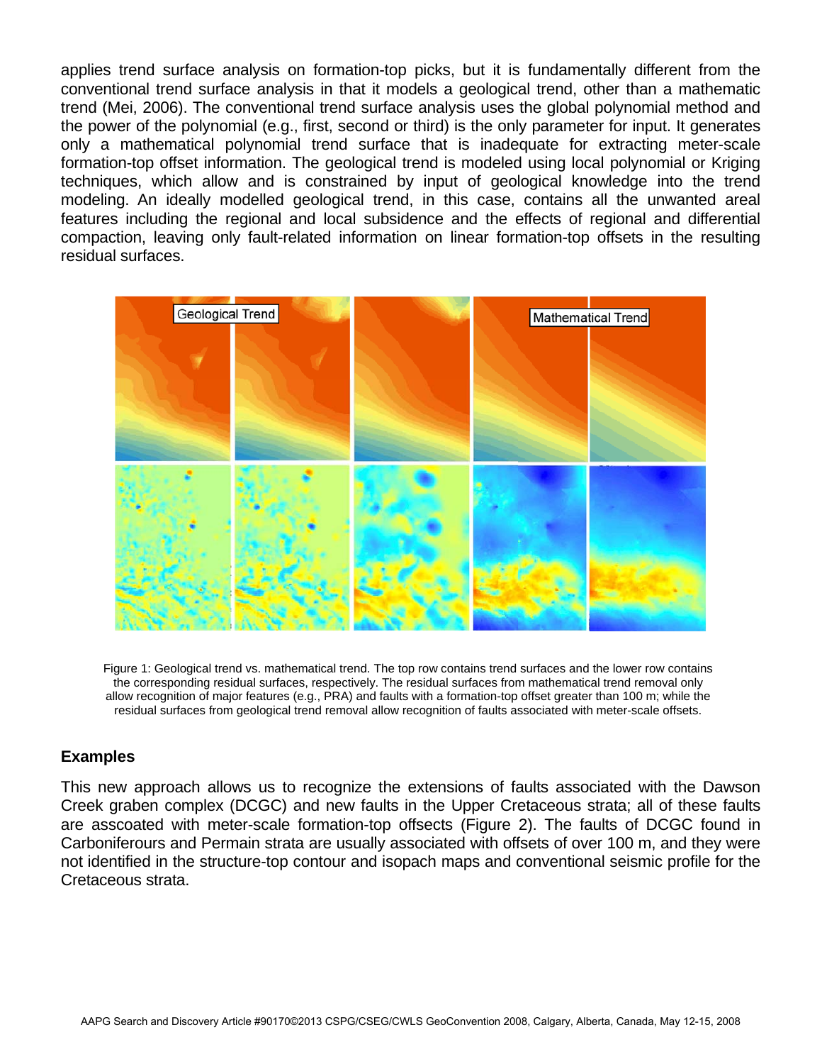applies trend surface analysis on formation-top picks, but it is fundamentally different from the conventional trend surface analysis in that it models a geological trend, other than a mathematic trend (Mei, 2006). The conventional trend surface analysis uses the global polynomial method and the power of the polynomial (e.g., first, second or third) is the only parameter for input. It generates only a mathematical polynomial trend surface that is inadequate for extracting meter-scale formation-top offset information. The geological trend is modeled using local polynomial or Kriging techniques, which allow and is constrained by input of geological knowledge into the trend modeling. An ideally modelled geological trend, in this case, contains all the unwanted areal features including the regional and local subsidence and the effects of regional and differential compaction, leaving only fault-related information on linear formation-top offsets in the resulting residual surfaces.

Figure 1: Geological trend vs. mathematical trend. The top row contains trend surfaces and the lower row contains the corresponding residual surfaces, respectively. The residual surfaces from mathematical trend removal only allow recognition of major features (e.g., PRA) and faults with a formation-top offset greater than 100 m; while the residual surfaces from geological trend removal allow recognition of faults associated with meter-scale offsets.

## Examples

This new approach allows us to recognize the extensions of faults associated with the Dawson Creek graben complex (DCGC) and new faults in the Upper Cretaceous strata; all of these faults are asscoated with meter-scale formation-top offsects (Figure 2). The faults of DCGC found in Carboniferours and Permain strata are usually associated with offsets of over 100 m, and they were not identified in the structure-top contour and isopach maps and conventional seismic profile for the Cretaceous strata.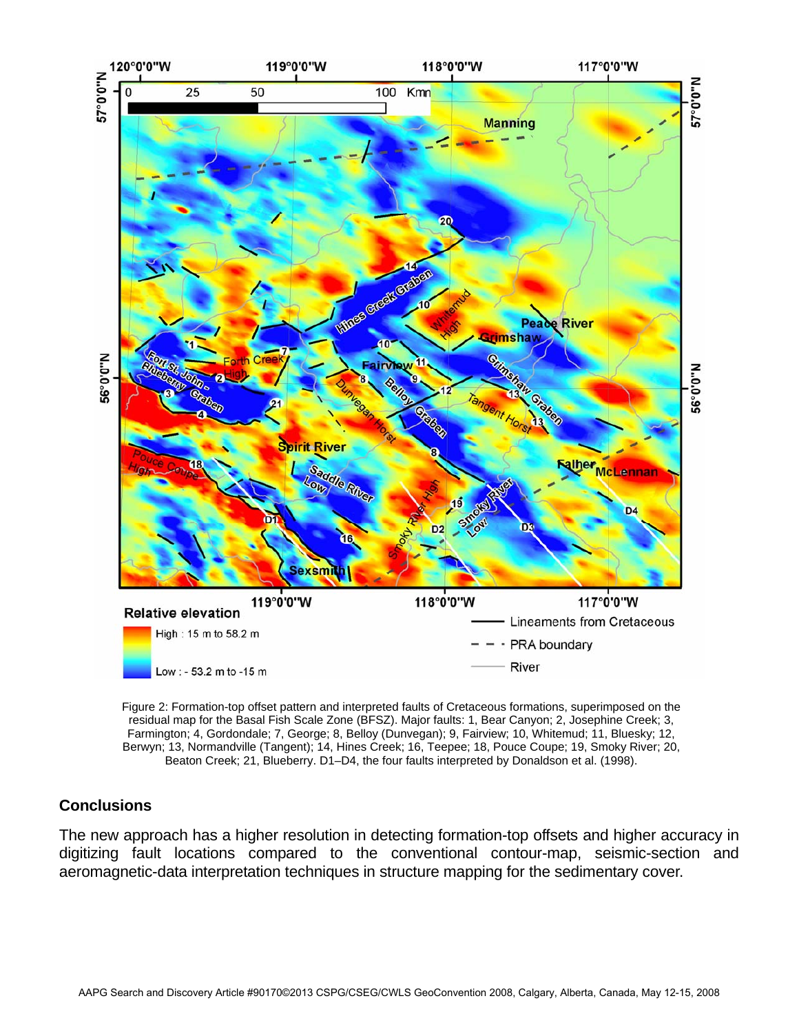Figure 2: Formation-top offset pattern and interpreted faults of Cretaceous formations, superimposed on the residual map for the Basal Fish Scale Zone (BFSZ). Major faults: 1, Bear Canyon; 2, Josephine Creek; 3, Farmington; 4, Gordondale; 7, George; 8, Belloy (Dunvegan); 9, Fairview; 10, Whitemud; 11, Bluesky; 12, Berwyn; 13, Normandville (Tangent); 14, Hines Creek; 16, Teepee; 18, Pouce Coupe; 19, Smoky River; 20, Beaton Creek; 21, Blueberry. D1–D4, the four faults interpreted by Donaldson et al. (1998).

## Conclusions

The new approach has a higher resolution in detecting formation-top offsets and higher accuracy in digitizing fault locations compared to the conventional contour-map, seismic-section and aeromagnetic-data interpretation techniques in structure mapping for the sedimentary cover.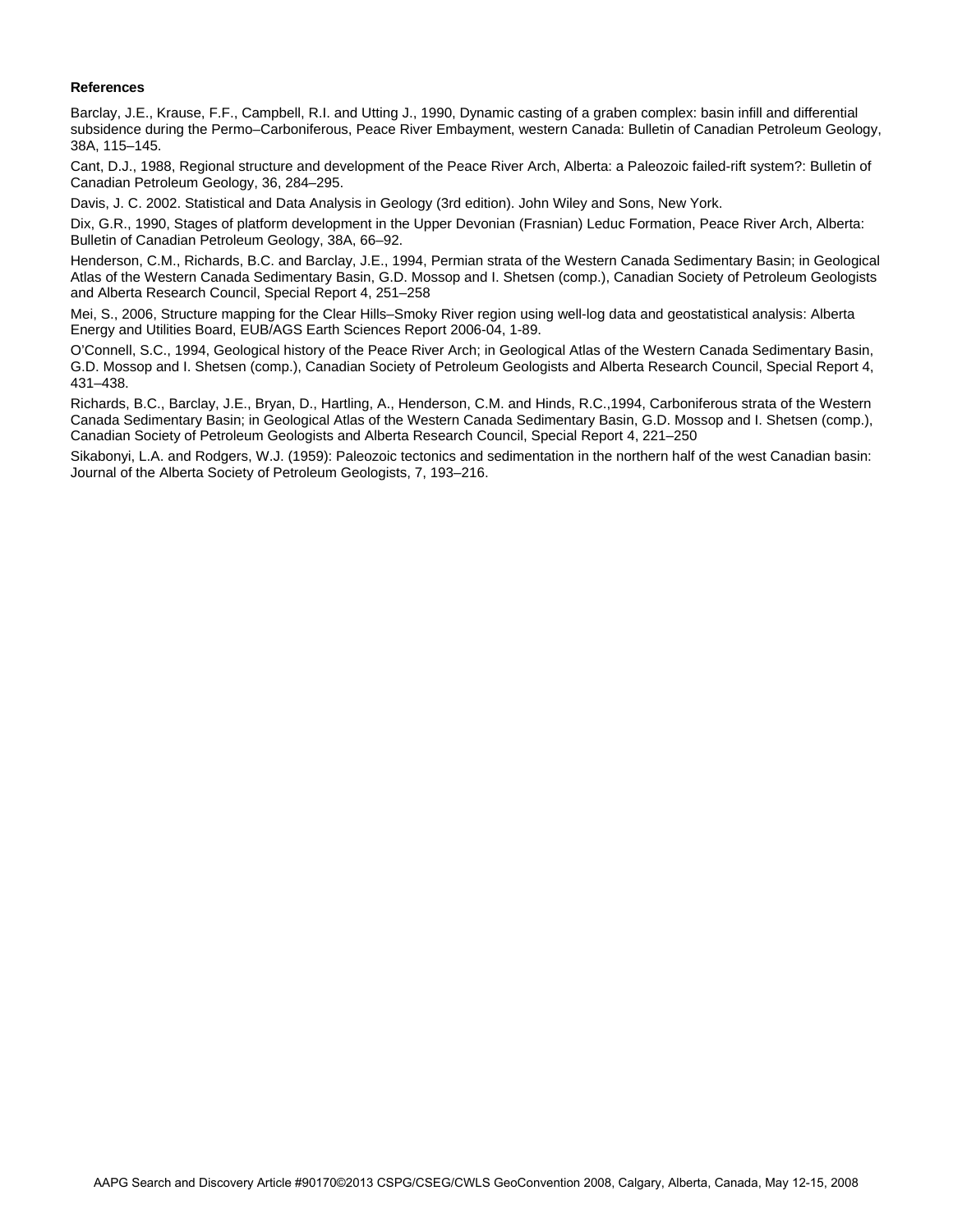**References**

Barclay, J.E., Krause, F.F., Campbell, R.I. and Utting J., 1990, Dynamic casting of a graben complex: basin infill and differential subsidence during the Permo–Carboniferous, Peace River Embayment, western Canada: Bulletin of Canadian Petroleum Geology, 38A, 115–145.

Cant, D.J., 1988, Regional structure and development of the Peace River Arch, Alberta: a Paleozoic failed-rift system?: Bulletin of Canadian Petroleum Geology, 36, 284–295.

Davis, J. C. 2002. Statistical and Data Analysis in Geology (3rd edition). John Wiley and Sons, New York.

Dix, G.R., 1990, Stages of platform development in the Upper Devonian (Frasnian) Leduc Formation, Peace River Arch, Alberta: Bulletin of Canadian Petroleum Geology, 38A, 66–92.

Henderson, C.M., Richards, B.C. and Barclay, J.E., 1994, Permian strata of the Western Canada Sedimentary Basin; in Geological Atlas of the Western Canada Sedimentary Basin, G.D. Mossop and I. Shetsen (comp.), Canadian Society of Petroleum Geologists and Alberta Research Council, Special Report 4, 251–258

Mei, S., 2006, Structure mapping for the Clear Hills–Smoky River region using well-log data and geostatistical analysis: Alberta Energy and Utilities Board, EUB/AGS Earth Sciences Report 2006-04, 1-89.

O'Connell, S.C., 1994, Geological history of the Peace River Arch; in Geological Atlas of the Western Canada Sedimentary Basin, G.D. Mossop and I. Shetsen (comp.), Canadian Society of Petroleum Geologists and Alberta Research Council, Special Report 4, 431–438.

Richards, B.C., Barclay, J.E., Bryan, D., Hartling, A., Henderson, C.M. and Hinds, R.C.,1994, Carboniferous strata of the Western Canada Sedimentary Basin; in Geological Atlas of the Western Canada Sedimentary Basin, G.D. Mossop and I. Shetsen (comp.), Canadian Society of Petroleum Geologists and Alberta Research Council, Special Report 4, 221–250

Sikabonyi, L.A. and Rodgers, W.J. (1959): Paleozoic tectonics and sedimentation in the northern half of the west Canadian basin: Journal of the Alberta Society of Petroleum Geologists, 7, 193–216.